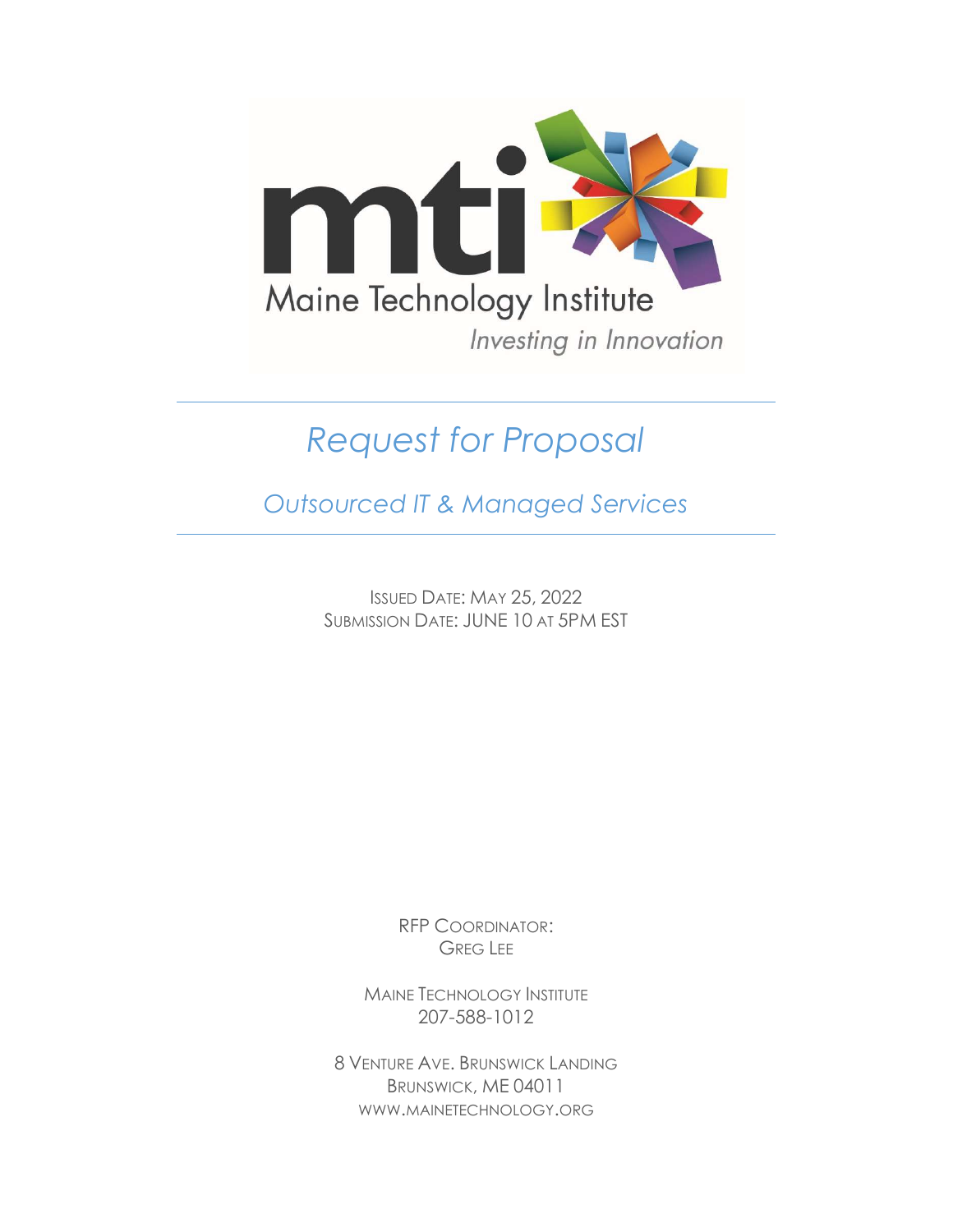mti

Maine Technology Institute

*Investing in Innovation*

# *Request for Proposal*

## *Outsourced IT & Managed Services*

ISSUED DATE: MAY 25, 2022
SUBMISSION DATE: JUNE 10 AT 5PM EST

RFP COORDINATOR:
GREG LEE

MAINE TECHNOLOGY INSTITUTE
207-588-1012

8 VENTURE AVE. BRUNSWICK LANDING
BRUNSWICK, ME 04011
WWW.MAINETECHNOLOGY.ORG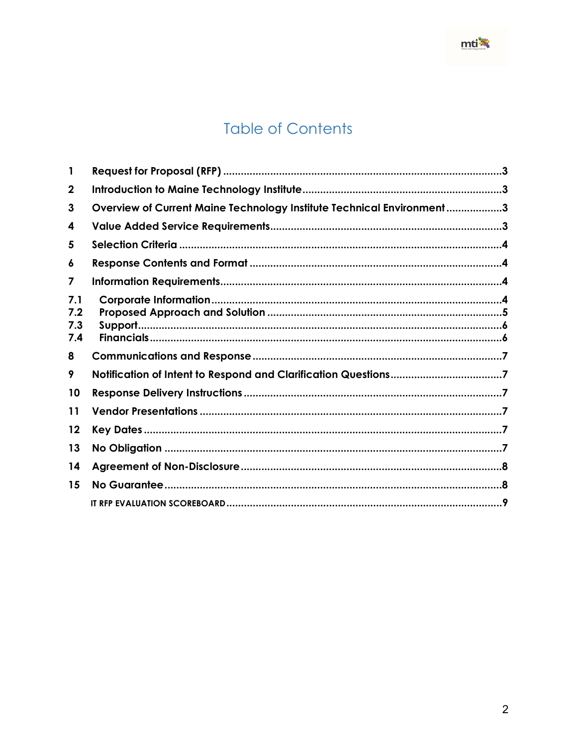# Table of Contents

| | | |
|---|---|---|
| 1 | Request for Proposal (RFP) | 3 |
| 2 | Introduction to Maine Technology Institute | 3 |
| 3 | Overview of Current Maine Technology Institute Technical Environment | 3 |
| 4 | Value Added Service Requirements | 3 |
| 5 | Selection Criteria | 4 |
| 6 | Response Contents and Format | 4 |
| 7 | Information Requirements | 4 |
| 7.1 | Corporate Information | 4 |
| 7.2 | Proposed Approach and Solution | 5 |
| 7.3 | Support | 6 |
| 7.4 | Financials | 6 |
| 8 | Communications and Response | 7 |
| 9 | Notification of Intent to Respond and Clarification Questions | 7 |
| 10 | Response Delivery Instructions | 7 |
| 11 | Vendor Presentations | 7 |
| 12 | Key Dates | 7 |
| 13 | No Obligation | 7 |
| 14 | Agreement of Non-Disclosure | 8 |
| 15 | No Guarantee | 8 |
| | IT RFP EVALUATION SCOREBOARD | 9 |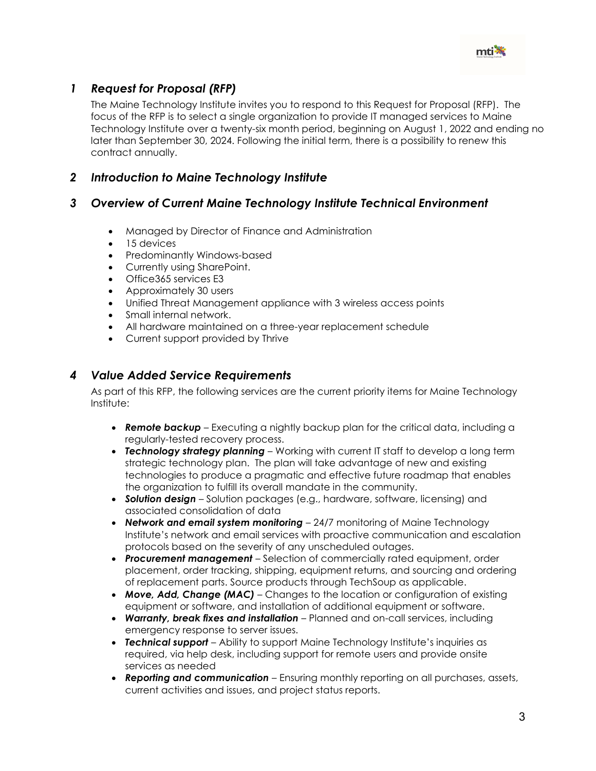## *1 Request for Proposal (RFP)*

The Maine Technology Institute invites you to respond to this Request for Proposal (RFP). The focus of the RFP is to select a single organization to provide IT managed services to Maine Technology Institute over a twenty-six month period, beginning on August 1, 2022 and ending no later than September 30, 2024. Following the initial term, there is a possibility to renew this contract annually.

## *2 Introduction to Maine Technology Institute*

## *3 Overview of Current Maine Technology Institute Technical Environment*

- Managed by Director of Finance and Administration
- 15 devices
- Predominantly Windows-based
- Currently using SharePoint.
- Office365 services E3
- Approximately 30 users
- Unified Threat Management appliance with 3 wireless access points
- Small internal network.
- All hardware maintained on a three-year replacement schedule
- Current support provided by Thrive

## *4 Value Added Service Requirements*

As part of this RFP, the following services are the current priority items for Maine Technology Institute:

- ***Remote backup*** – Executing a nightly backup plan for the critical data, including a regularly-tested recovery process.
- ***Technology strategy planning*** – Working with current IT staff to develop a long term strategic technology plan. The plan will take advantage of new and existing technologies to produce a pragmatic and effective future roadmap that enables the organization to fulfill its overall mandate in the community.
- ***Solution design*** – Solution packages (e.g., hardware, software, licensing) and associated consolidation of data
- ***Network and email system monitoring*** – 24/7 monitoring of Maine Technology Institute's network and email services with proactive communication and escalation protocols based on the severity of any unscheduled outages.
- ***Procurement management*** – Selection of commercially rated equipment, order placement, order tracking, shipping, equipment returns, and sourcing and ordering of replacement parts. Source products through TechSoup as applicable.
- ***Move, Add, Change (MAC)*** – Changes to the location or configuration of existing equipment or software, and installation of additional equipment or software.
- ***Warranty, break fixes and installation*** – Planned and on-call services, including emergency response to server issues.
- ***Technical support*** – Ability to support Maine Technology Institute's inquiries as required, via help desk, including support for remote users and provide onsite services as needed
- ***Reporting and communication*** – Ensuring monthly reporting on all purchases, assets, current activities and issues, and project status reports.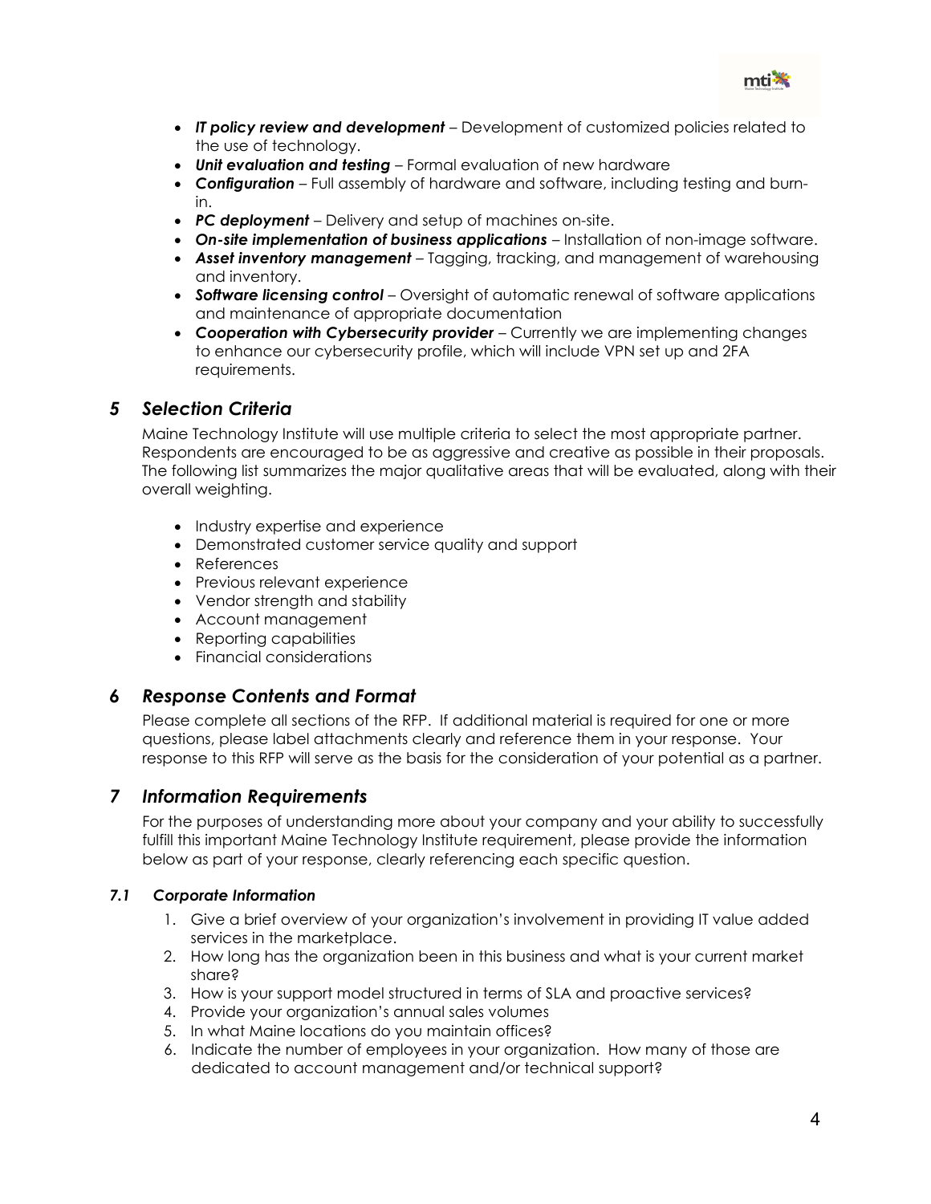- ***IT policy review and development*** – Development of customized policies related to the use of technology.
- ***Unit evaluation and testing*** – Formal evaluation of new hardware
- ***Configuration*** – Full assembly of hardware and software, including testing and burn-in.
- ***PC deployment*** – Delivery and setup of machines on-site.
- ***On-site implementation of business applications*** – Installation of non-image software.
- ***Asset inventory management*** – Tagging, tracking, and management of warehousing and inventory.
- ***Software licensing control*** – Oversight of automatic renewal of software applications and maintenance of appropriate documentation
- ***Cooperation with Cybersecurity provider*** – Currently we are implementing changes to enhance our cybersecurity profile, which will include VPN set up and 2FA requirements.

## *5 Selection Criteria*

Maine Technology Institute will use multiple criteria to select the most appropriate partner. Respondents are encouraged to be as aggressive and creative as possible in their proposals. The following list summarizes the major qualitative areas that will be evaluated, along with their overall weighting.

- Industry expertise and experience
- Demonstrated customer service quality and support
- References
- Previous relevant experience
- Vendor strength and stability
- Account management
- Reporting capabilities
- Financial considerations

## *6 Response Contents and Format*

Please complete all sections of the RFP. If additional material is required for one or more questions, please label attachments clearly and reference them in your response. Your response to this RFP will serve as the basis for the consideration of your potential as a partner.

## *7 Information Requirements*

For the purposes of understanding more about your company and your ability to successfully fulfill this important Maine Technology Institute requirement, please provide the information below as part of your response, clearly referencing each specific question.

### *7.1 Corporate Information*

1. Give a brief overview of your organization's involvement in providing IT value added services in the marketplace.
2. How long has the organization been in this business and what is your current market share?
3. How is your support model structured in terms of SLA and proactive services?
4. Provide your organization's annual sales volumes
5. In what Maine locations do you maintain offices?
6. Indicate the number of employees in your organization. How many of those are dedicated to account management and/or technical support?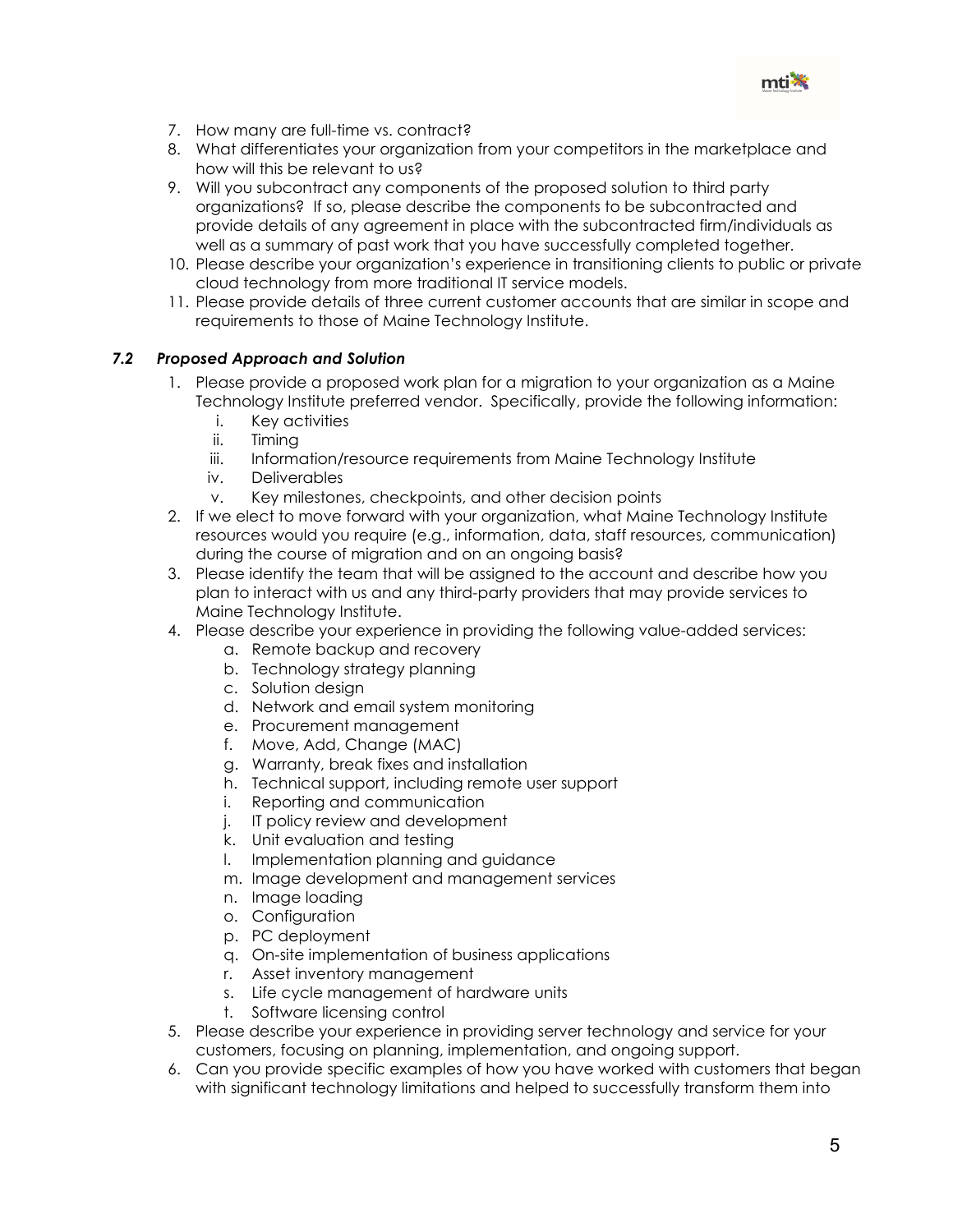7. How many are full-time vs. contract?
8. What differentiates your organization from your competitors in the marketplace and how will this be relevant to us?
9. Will you subcontract any components of the proposed solution to third party organizations? If so, please describe the components to be subcontracted and provide details of any agreement in place with the subcontracted firm/individuals as well as a summary of past work that you have successfully completed together.
10. Please describe your organization's experience in transitioning clients to public or private cloud technology from more traditional IT service models.
11. Please provide details of three current customer accounts that are similar in scope and requirements to those of Maine Technology Institute.

### *7.2 Proposed Approach and Solution*

1. Please provide a proposed work plan for a migration to your organization as a Maine Technology Institute preferred vendor. Specifically, provide the following information:
   i. Key activities
   ii. Timing
   iii. Information/resource requirements from Maine Technology Institute
   iv. Deliverables
   v. Key milestones, checkpoints, and other decision points
2. If we elect to move forward with your organization, what Maine Technology Institute resources would you require (e.g., information, data, staff resources, communication) during the course of migration and on an ongoing basis?
3. Please identify the team that will be assigned to the account and describe how you plan to interact with us and any third-party providers that may provide services to Maine Technology Institute.
4. Please describe your experience in providing the following value-added services:
   a. Remote backup and recovery
   b. Technology strategy planning
   c. Solution design
   d. Network and email system monitoring
   e. Procurement management
   f. Move, Add, Change (MAC)
   g. Warranty, break fixes and installation
   h. Technical support, including remote user support
   i. Reporting and communication
   j. IT policy review and development
   k. Unit evaluation and testing
   l. Implementation planning and guidance
   m. Image development and management services
   n. Image loading
   o. Configuration
   p. PC deployment
   q. On-site implementation of business applications
   r. Asset inventory management
   s. Life cycle management of hardware units
   t. Software licensing control
5. Please describe your experience in providing server technology and service for your customers, focusing on planning, implementation, and ongoing support.
6. Can you provide specific examples of how you have worked with customers that began with significant technology limitations and helped to successfully transform them into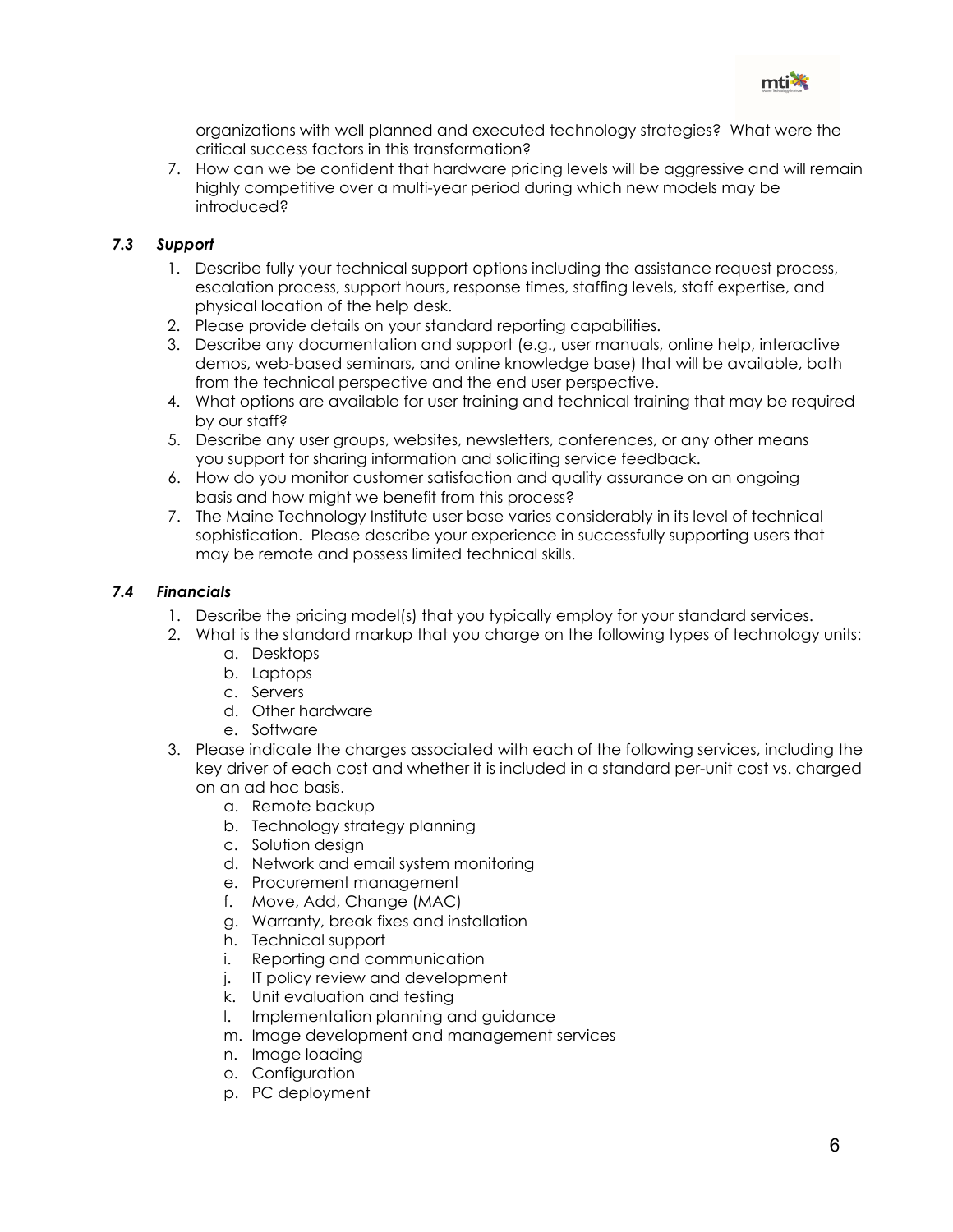organizations with well planned and executed technology strategies? What were the critical success factors in this transformation?

7. How can we be confident that hardware pricing levels will be aggressive and will remain highly competitive over a multi-year period during which new models may be introduced?

### *7.3 Support*

1. Describe fully your technical support options including the assistance request process, escalation process, support hours, response times, staffing levels, staff expertise, and physical location of the help desk.
2. Please provide details on your standard reporting capabilities.
3. Describe any documentation and support (e.g., user manuals, online help, interactive demos, web-based seminars, and online knowledge base) that will be available, both from the technical perspective and the end user perspective.
4. What options are available for user training and technical training that may be required by our staff?
5. Describe any user groups, websites, newsletters, conferences, or any other means you support for sharing information and soliciting service feedback.
6. How do you monitor customer satisfaction and quality assurance on an ongoing basis and how might we benefit from this process?
7. The Maine Technology Institute user base varies considerably in its level of technical sophistication. Please describe your experience in successfully supporting users that may be remote and possess limited technical skills.

### *7.4 Financials*

1. Describe the pricing model(s) that you typically employ for your standard services.
2. What is the standard markup that you charge on the following types of technology units:
   a. Desktops
   b. Laptops
   c. Servers
   d. Other hardware
   e. Software
3. Please indicate the charges associated with each of the following services, including the key driver of each cost and whether it is included in a standard per-unit cost vs. charged on an ad hoc basis.
   a. Remote backup
   b. Technology strategy planning
   c. Solution design
   d. Network and email system monitoring
   e. Procurement management
   f. Move, Add, Change (MAC)
   g. Warranty, break fixes and installation
   h. Technical support
   i. Reporting and communication
   j. IT policy review and development
   k. Unit evaluation and testing
   l. Implementation planning and guidance
   m. Image development and management services
   n. Image loading
   o. Configuration
   p. PC deployment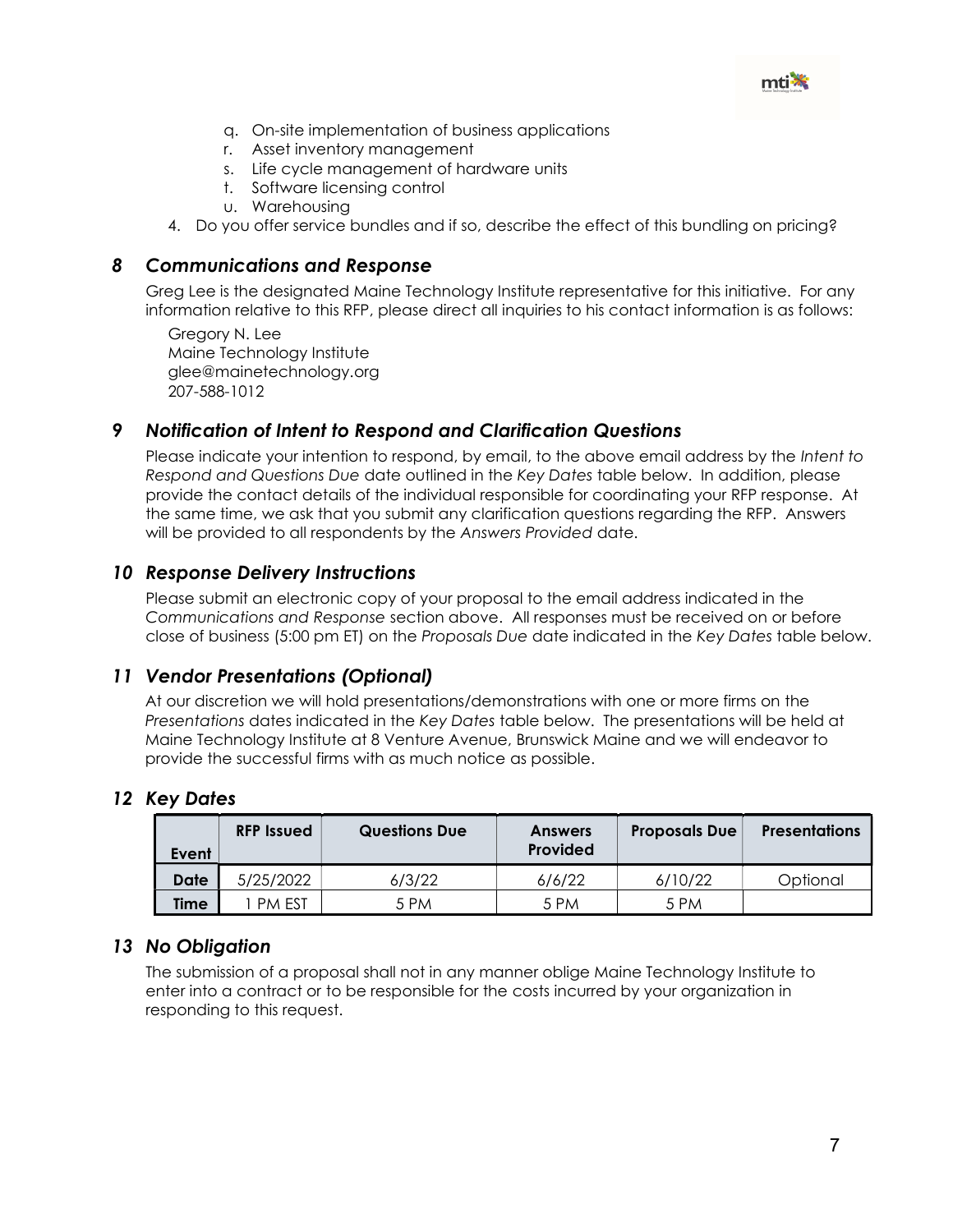q. On-site implementation of business applications
r. Asset inventory management
s. Life cycle management of hardware units
t. Software licensing control
u. Warehousing

4. Do you offer service bundles and if so, describe the effect of this bundling on pricing?

## *8 Communications and Response*

Greg Lee is the designated Maine Technology Institute representative for this initiative. For any information relative to this RFP, please direct all inquiries to his contact information is as follows:

Gregory N. Lee
Maine Technology Institute
glee@mainetechnology.org
207-588-1012

## *9 Notification of Intent to Respond and Clarification Questions*

Please indicate your intention to respond, by email, to the above email address by the *Intent to Respond and Questions Due* date outlined in the *Key Dates* table below. In addition, please provide the contact details of the individual responsible for coordinating your RFP response. At the same time, we ask that you submit any clarification questions regarding the RFP. Answers will be provided to all respondents by the *Answers Provided* date.

## *10 Response Delivery Instructions*

Please submit an electronic copy of your proposal to the email address indicated in the *Communications and Response* section above. All responses must be received on or before close of business (5:00 pm ET) on the *Proposals Due* date indicated in the *Key Dates* table below.

## *11 Vendor Presentations (Optional)*

At our discretion we will hold presentations/demonstrations with one or more firms on the *Presentations* dates indicated in the *Key Dates* table below. The presentations will be held at Maine Technology Institute at 8 Venture Avenue, Brunswick Maine and we will endeavor to provide the successful firms with as much notice as possible.

## *12 Key Dates*

| Event | RFP Issued | Questions Due | Answers Provided | Proposals Due | Presentations |
|---|---|---|---|---|---|
| **Date** | 5/25/2022 | 6/3/22 | 6/6/22 | 6/10/22 | Optional |
| **Time** | 1 PM EST | 5 PM | 5 PM | 5 PM | |

## *13 No Obligation*

The submission of a proposal shall not in any manner oblige Maine Technology Institute to enter into a contract or to be responsible for the costs incurred by your organization in responding to this request.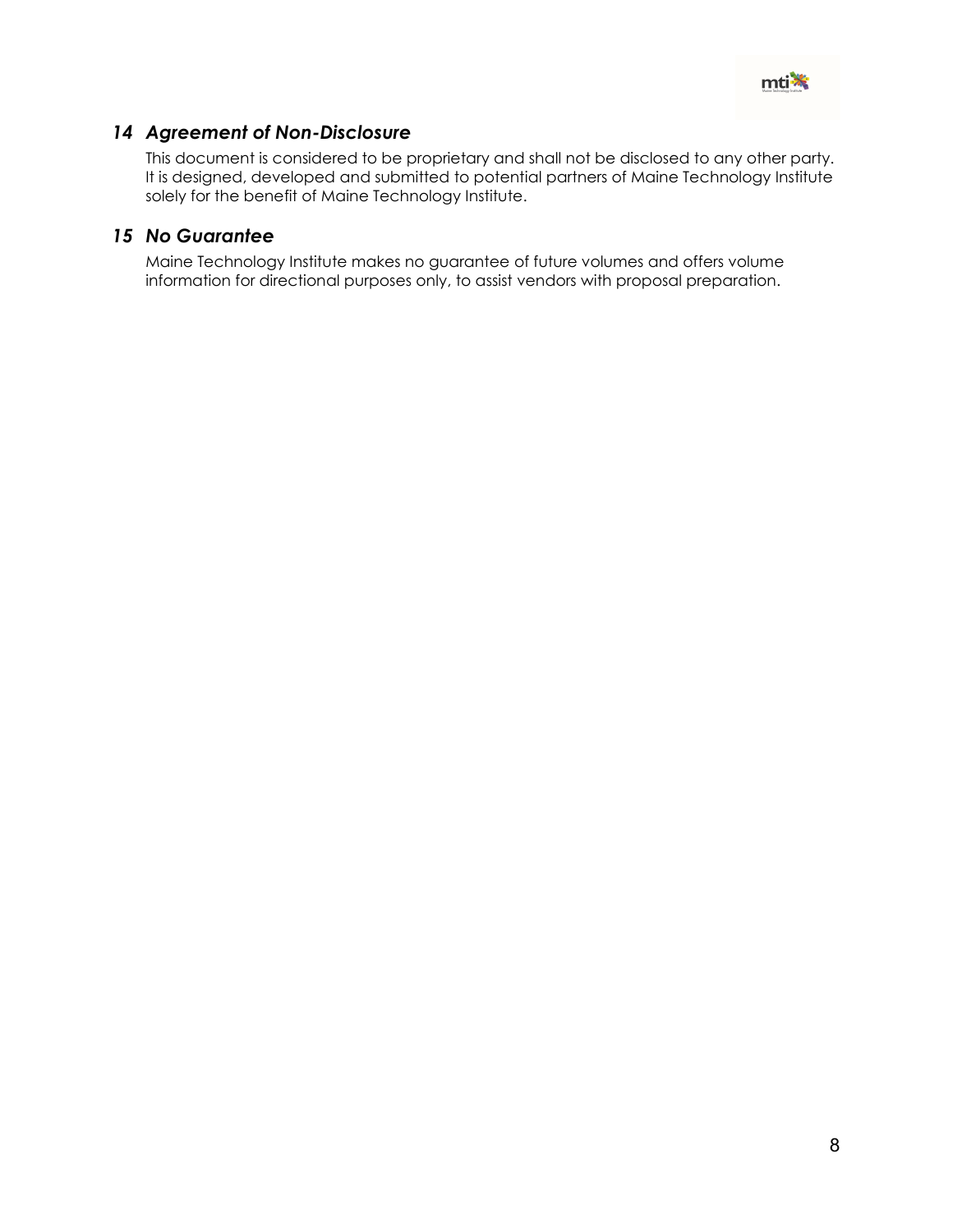## *14 Agreement of Non-Disclosure*

This document is considered to be proprietary and shall not be disclosed to any other party. It is designed, developed and submitted to potential partners of Maine Technology Institute solely for the benefit of Maine Technology Institute.

## *15 No Guarantee*

Maine Technology Institute makes no guarantee of future volumes and offers volume information for directional purposes only, to assist vendors with proposal preparation.